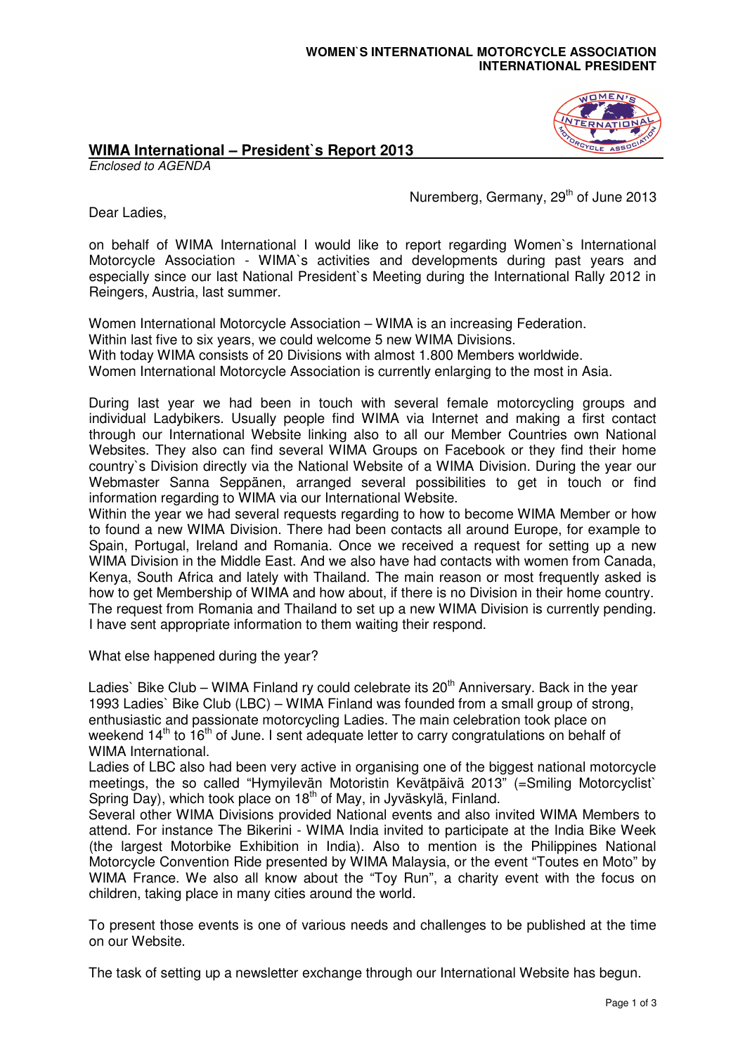**WOMEN`S INTERNATIONAL MOTORCYCLE ASSOCIATION**
**INTERNATIONAL PRESIDENT**

## WIMA International – President`s Report 2013

*Enclosed to AGENDA*

Nuremberg, Germany, 29th of June 2013

Dear Ladies,

on behalf of WIMA International I would like to report regarding Women`s International Motorcycle Association - WIMA`s activities and developments during past years and especially since our last National President`s Meeting during the International Rally 2012 in Reingers, Austria, last summer.

Women International Motorcycle Association – WIMA is an increasing Federation.
Within last five to six years, we could welcome 5 new WIMA Divisions.
With today WIMA consists of 20 Divisions with almost 1.800 Members worldwide.
Women International Motorcycle Association is currently enlarging to the most in Asia.

During last year we had been in touch with several female motorcycling groups and individual Ladybikers. Usually people find WIMA via Internet and making a first contact through our International Website linking also to all our Member Countries own National Websites. They also can find several WIMA Groups on Facebook or they find their home country`s Division directly via the National Website of a WIMA Division. During the year our Webmaster Sanna Seppänen, arranged several possibilities to get in touch or find information regarding to WIMA via our International Website.
Within the year we had several requests regarding to how to become WIMA Member or how to found a new WIMA Division. There had been contacts all around Europe, for example to Spain, Portugal, Ireland and Romania. Once we received a request for setting up a new WIMA Division in the Middle East. And we also have had contacts with women from Canada, Kenya, South Africa and lately with Thailand. The main reason or most frequently asked is how to get Membership of WIMA and how about, if there is no Division in their home country. The request from Romania and Thailand to set up a new WIMA Division is currently pending. I have sent appropriate information to them waiting their respond.

What else happened during the year?

Ladies` Bike Club – WIMA Finland ry could celebrate its 20th Anniversary. Back in the year 1993 Ladies` Bike Club (LBC) – WIMA Finland was founded from a small group of strong, enthusiastic and passionate motorcycling Ladies. The main celebration took place on weekend 14th to 16th of June. I sent adequate letter to carry congratulations on behalf of WIMA International.
Ladies of LBC also had been very active in organising one of the biggest national motorcycle meetings, the so called "Hymyilevän Motoristin Kevätpäivä 2013" (=Smiling Motorcyclist` Spring Day), which took place on 18th of May, in Jyväskylä, Finland.
Several other WIMA Divisions provided National events and also invited WIMA Members to attend. For instance The Bikerini - WIMA India invited to participate at the India Bike Week (the largest Motorbike Exhibition in India). Also to mention is the Philippines National Motorcycle Convention Ride presented by WIMA Malaysia, or the event "Toutes en Moto" by WIMA France. We also all know about the "Toy Run", a charity event with the focus on children, taking place in many cities around the world.

To present those events is one of various needs and challenges to be published at the time on our Website.

The task of setting up a newsletter exchange through our International Website has begun.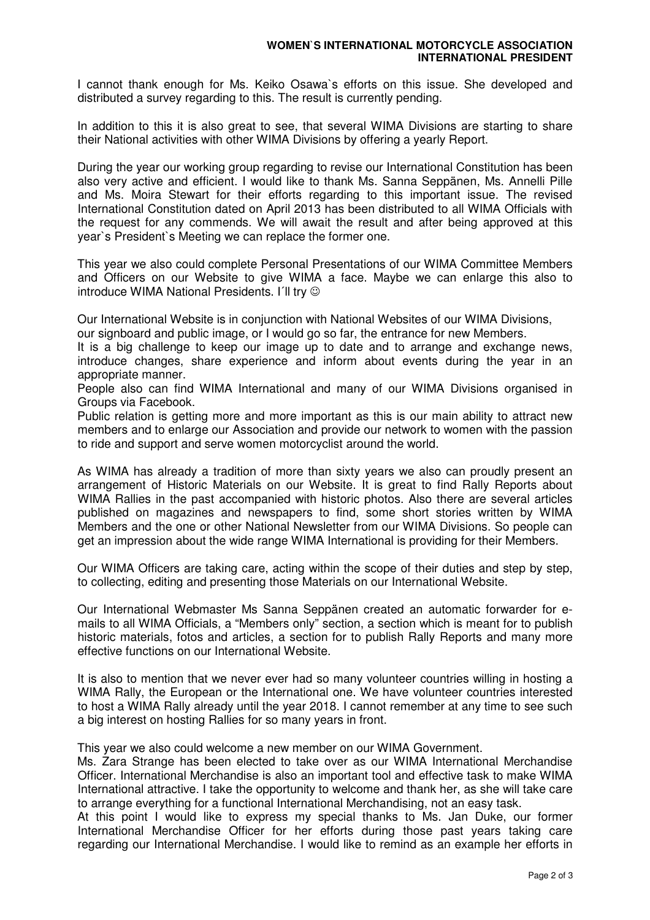I cannot thank enough for Ms. Keiko Osawa`s efforts on this issue. She developed and distributed a survey regarding to this. The result is currently pending.

In addition to this it is also great to see, that several WIMA Divisions are starting to share their National activities with other WIMA Divisions by offering a yearly Report.

During the year our working group regarding to revise our International Constitution has been also very active and efficient. I would like to thank Ms. Sanna Seppänen, Ms. Annelli Pille and Ms. Moira Stewart for their efforts regarding to this important issue. The revised International Constitution dated on April 2013 has been distributed to all WIMA Officials with the request for any commends. We will await the result and after being approved at this year`s President`s Meeting we can replace the former one.

This year we also could complete Personal Presentations of our WIMA Committee Members and Officers on our Website to give WIMA a face. Maybe we can enlarge this also to introduce WIMA National Presidents. I´ll try ☺

Our International Website is in conjunction with National Websites of our WIMA Divisions, our signboard and public image, or I would go so far, the entrance for new Members.
It is a big challenge to keep our image up to date and to arrange and exchange news, introduce changes, share experience and inform about events during the year in an appropriate manner.
People also can find WIMA International and many of our WIMA Divisions organised in Groups via Facebook.
Public relation is getting more and more important as this is our main ability to attract new members and to enlarge our Association and provide our network to women with the passion to ride and support and serve women motorcyclist around the world.

As WIMA has already a tradition of more than sixty years we also can proudly present an arrangement of Historic Materials on our Website. It is great to find Rally Reports about WIMA Rallies in the past accompanied with historic photos. Also there are several articles published on magazines and newspapers to find, some short stories written by WIMA Members and the one or other National Newsletter from our WIMA Divisions. So people can get an impression about the wide range WIMA International is providing for their Members.

Our WIMA Officers are taking care, acting within the scope of their duties and step by step, to collecting, editing and presenting those Materials on our International Website.

Our International Webmaster Ms Sanna Seppänen created an automatic forwarder for e-mails to all WIMA Officials, a "Members only" section, a section which is meant for to publish historic materials, fotos and articles, a section for to publish Rally Reports and many more effective functions on our International Website.

It is also to mention that we never ever had so many volunteer countries willing in hosting a WIMA Rally, the European or the International one. We have volunteer countries interested to host a WIMA Rally already until the year 2018. I cannot remember at any time to see such a big interest on hosting Rallies for so many years in front.

This year we also could welcome a new member on our WIMA Government.
Ms. Zara Strange has been elected to take over as our WIMA International Merchandise Officer. International Merchandise is also an important tool and effective task to make WIMA International attractive. I take the opportunity to welcome and thank her, as she will take care to arrange everything for a functional International Merchandising, not an easy task.
At this point I would like to express my special thanks to Ms. Jan Duke, our former International Merchandise Officer for her efforts during those past years taking care regarding our International Merchandise. I would like to remind as an example her efforts in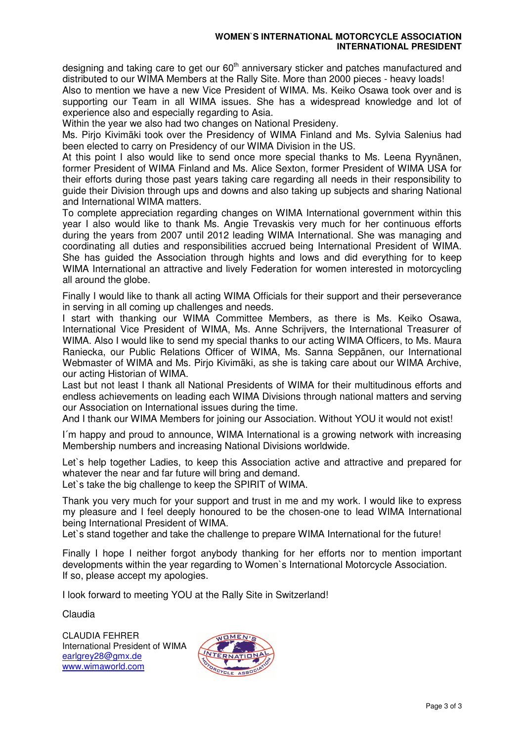designing and taking care to get our 60th anniversary sticker and patches manufactured and distributed to our WIMA Members at the Rally Site. More than 2000 pieces - heavy loads!
Also to mention we have a new Vice President of WIMA. Ms. Keiko Osawa took over and is supporting our Team in all WIMA issues. She has a widespread knowledge and lot of experience also and especially regarding to Asia.
Within the year we also had two changes on National Presideny.
Ms. Pirjo Kivimäki took over the Presidency of WIMA Finland and Ms. Sylvia Salenius had been elected to carry on Presidency of our WIMA Division in the US.
At this point I also would like to send once more special thanks to Ms. Leena Ryynänen, former President of WIMA Finland and Ms. Alice Sexton, former President of WIMA USA for their efforts during those past years taking care regarding all needs in their responsibility to guide their Division through ups and downs and also taking up subjects and sharing National and International WIMA matters.
To complete appreciation regarding changes on WIMA International government within this year I also would like to thank Ms. Angie Trevaskis very much for her continuous efforts during the years from 2007 until 2012 leading WIMA International. She was managing and coordinating all duties and responsibilities accrued being International President of WIMA. She has guided the Association through hights and lows and did everything for to keep WIMA International an attractive and lively Federation for women interested in motorcycling all around the globe.

Finally I would like to thank all acting WIMA Officials for their support and their perseverance in serving in all coming up challenges and needs.
I start with thanking our WIMA Committee Members, as there is Ms. Keiko Osawa, International Vice President of WIMA, Ms. Anne Schrijvers, the International Treasurer of WIMA. Also I would like to send my special thanks to our acting WIMA Officers, to Ms. Maura Raniecka, our Public Relations Officer of WIMA, Ms. Sanna Seppänen, our International Webmaster of WIMA and Ms. Pirjo Kivimäki, as she is taking care about our WIMA Archive, our acting Historian of WIMA.
Last but not least I thank all National Presidents of WIMA for their multitudinous efforts and endless achievements on leading each WIMA Divisions through national matters and serving our Association on International issues during the time.
And I thank our WIMA Members for joining our Association. Without YOU it would not exist!

I´m happy and proud to announce, WIMA International is a growing network with increasing Membership numbers and increasing National Divisions worldwide.

Let`s help together Ladies, to keep this Association active and attractive and prepared for whatever the near and far future will bring and demand.
Let`s take the big challenge to keep the SPIRIT of WIMA.

Thank you very much for your support and trust in me and my work. I would like to express my pleasure and I feel deeply honoured to be the chosen-one to lead WIMA International being International President of WIMA.
Let`s stand together and take the challenge to prepare WIMA International for the future!

Finally I hope I neither forgot anybody thanking for her efforts nor to mention important developments within the year regarding to Women`s International Motorcycle Association.
If so, please accept my apologies.

I look forward to meeting YOU at the Rally Site in Switzerland!

Claudia

CLAUDIA FEHRER
International President of WIMA
earlgrey28@gmx.de
www.wimaworld.com